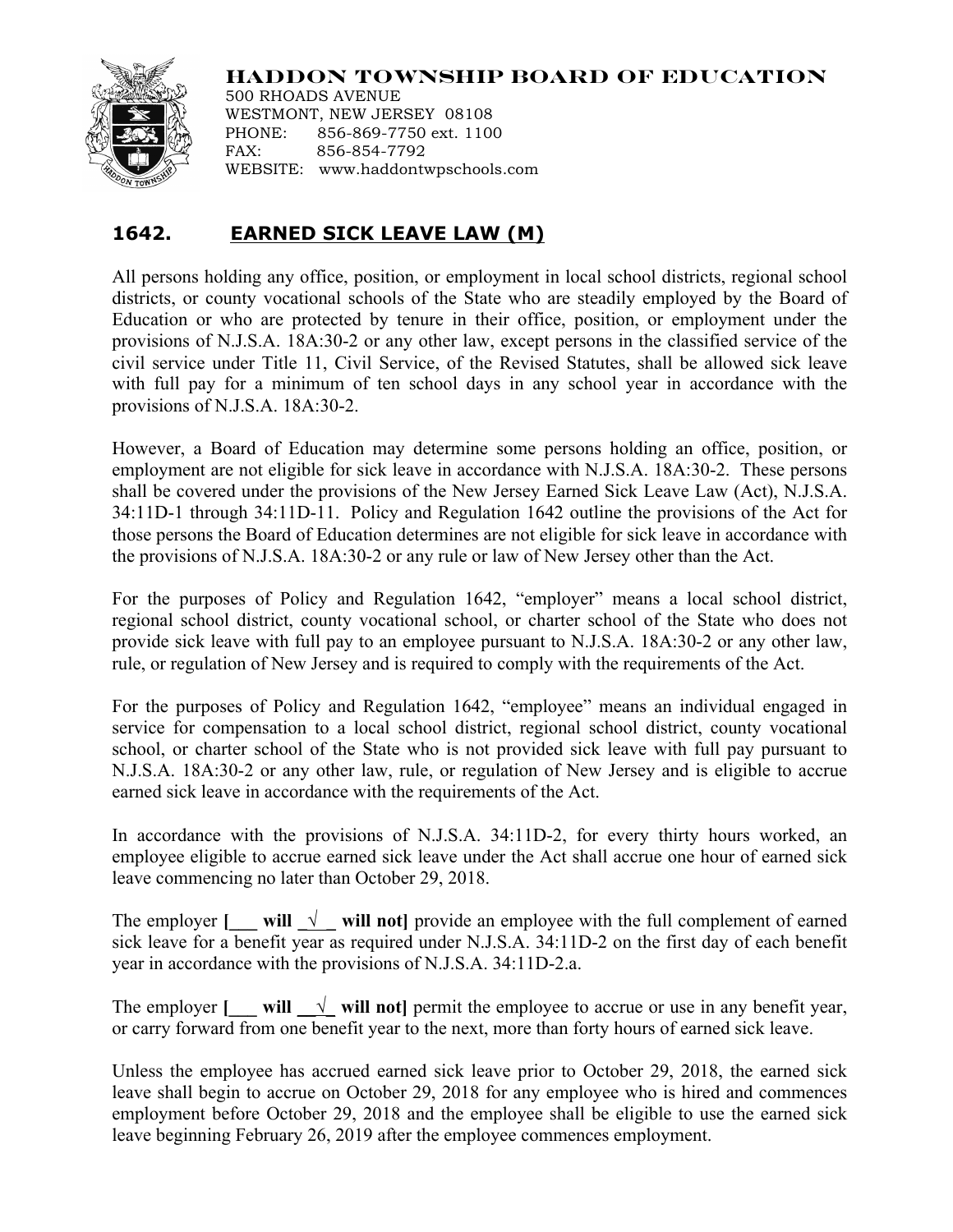# HADDON TOWNSHIP BOARD OF EDUCATION

500 RHOADS AVENUE
WESTMONT, NEW JERSEY 08108
PHONE: 856-869-7750 ext. 1100
FAX: 856-854-7792
WEBSITE: www.haddontwpschools.com

## 1642. EARNED SICK LEAVE LAW (M)

All persons holding any office, position, or employment in local school districts, regional school districts, or county vocational schools of the State who are steadily employed by the Board of Education or who are protected by tenure in their office, position, or employment under the provisions of N.J.S.A. 18A:30-2 or any other law, except persons in the classified service of the civil service under Title 11, Civil Service, of the Revised Statutes, shall be allowed sick leave with full pay for a minimum of ten school days in any school year in accordance with the provisions of N.J.S.A. 18A:30-2.

However, a Board of Education may determine some persons holding an office, position, or employment are not eligible for sick leave in accordance with N.J.S.A. 18A:30-2. These persons shall be covered under the provisions of the New Jersey Earned Sick Leave Law (Act), N.J.S.A. 34:11D-1 through 34:11D-11. Policy and Regulation 1642 outline the provisions of the Act for those persons the Board of Education determines are not eligible for sick leave in accordance with the provisions of N.J.S.A. 18A:30-2 or any rule or law of New Jersey other than the Act.

For the purposes of Policy and Regulation 1642, "employer" means a local school district, regional school district, county vocational school, or charter school of the State who does not provide sick leave with full pay to an employee pursuant to N.J.S.A. 18A:30-2 or any other law, rule, or regulation of New Jersey and is required to comply with the requirements of the Act.

For the purposes of Policy and Regulation 1642, "employee" means an individual engaged in service for compensation to a local school district, regional school district, county vocational school, or charter school of the State who is not provided sick leave with full pay pursuant to N.J.S.A. 18A:30-2 or any other law, rule, or regulation of New Jersey and is eligible to accrue earned sick leave in accordance with the requirements of the Act.

In accordance with the provisions of N.J.S.A. 34:11D-2, for every thirty hours worked, an employee eligible to accrue earned sick leave under the Act shall accrue one hour of earned sick leave commencing no later than October 29, 2018.

The employer **[___ will _√_ will not]** provide an employee with the full complement of earned sick leave for a benefit year as required under N.J.S.A. 34:11D-2 on the first day of each benefit year in accordance with the provisions of N.J.S.A. 34:11D-2.a.

The employer **[___ will __√_ will not]** permit the employee to accrue or use in any benefit year, or carry forward from one benefit year to the next, more than forty hours of earned sick leave.

Unless the employee has accrued earned sick leave prior to October 29, 2018, the earned sick leave shall begin to accrue on October 29, 2018 for any employee who is hired and commences employment before October 29, 2018 and the employee shall be eligible to use the earned sick leave beginning February 26, 2019 after the employee commences employment.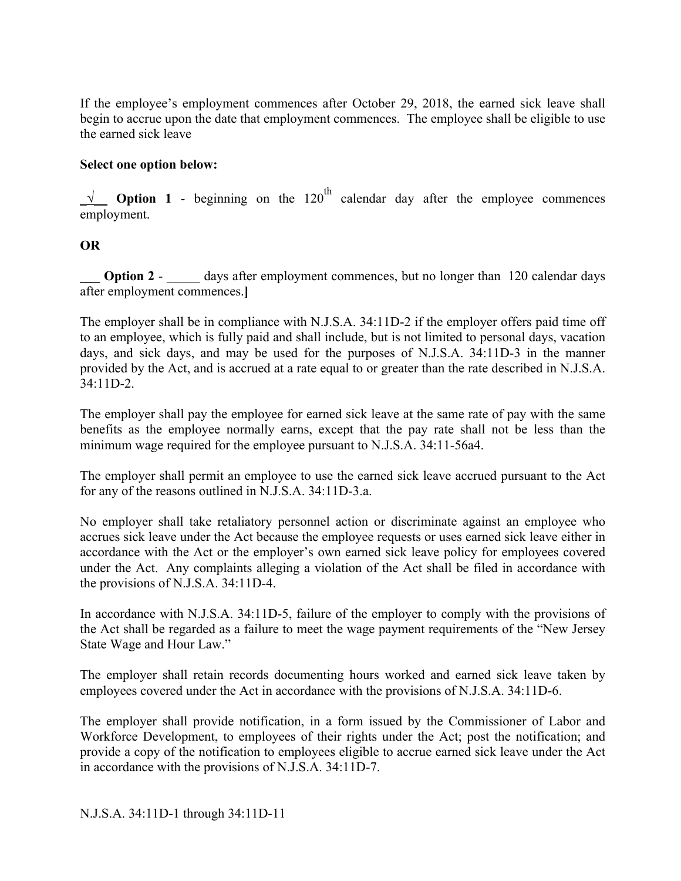If the employee's employment commences after October 29, 2018, the earned sick leave shall begin to accrue upon the date that employment commences. The employee shall be eligible to use the earned sick leave

**Select one option below:**

_√__ **Option 1** - beginning on the 120th calendar day after the employee commences employment.

**OR**

**___ Option 2** - _____ days after employment commences, but no longer than 120 calendar days after employment commences.**]**

The employer shall be in compliance with N.J.S.A. 34:11D-2 if the employer offers paid time off to an employee, which is fully paid and shall include, but is not limited to personal days, vacation days, and sick days, and may be used for the purposes of N.J.S.A. 34:11D-3 in the manner provided by the Act, and is accrued at a rate equal to or greater than the rate described in N.J.S.A. 34:11D-2.

The employer shall pay the employee for earned sick leave at the same rate of pay with the same benefits as the employee normally earns, except that the pay rate shall not be less than the minimum wage required for the employee pursuant to N.J.S.A. 34:11-56a4.

The employer shall permit an employee to use the earned sick leave accrued pursuant to the Act for any of the reasons outlined in N.J.S.A. 34:11D-3.a.

No employer shall take retaliatory personnel action or discriminate against an employee who accrues sick leave under the Act because the employee requests or uses earned sick leave either in accordance with the Act or the employer's own earned sick leave policy for employees covered under the Act. Any complaints alleging a violation of the Act shall be filed in accordance with the provisions of N.J.S.A. 34:11D-4.

In accordance with N.J.S.A. 34:11D-5, failure of the employer to comply with the provisions of the Act shall be regarded as a failure to meet the wage payment requirements of the "New Jersey State Wage and Hour Law."

The employer shall retain records documenting hours worked and earned sick leave taken by employees covered under the Act in accordance with the provisions of N.J.S.A. 34:11D-6.

The employer shall provide notification, in a form issued by the Commissioner of Labor and Workforce Development, to employees of their rights under the Act; post the notification; and provide a copy of the notification to employees eligible to accrue earned sick leave under the Act in accordance with the provisions of N.J.S.A. 34:11D-7.

N.J.S.A. 34:11D-1 through 34:11D-11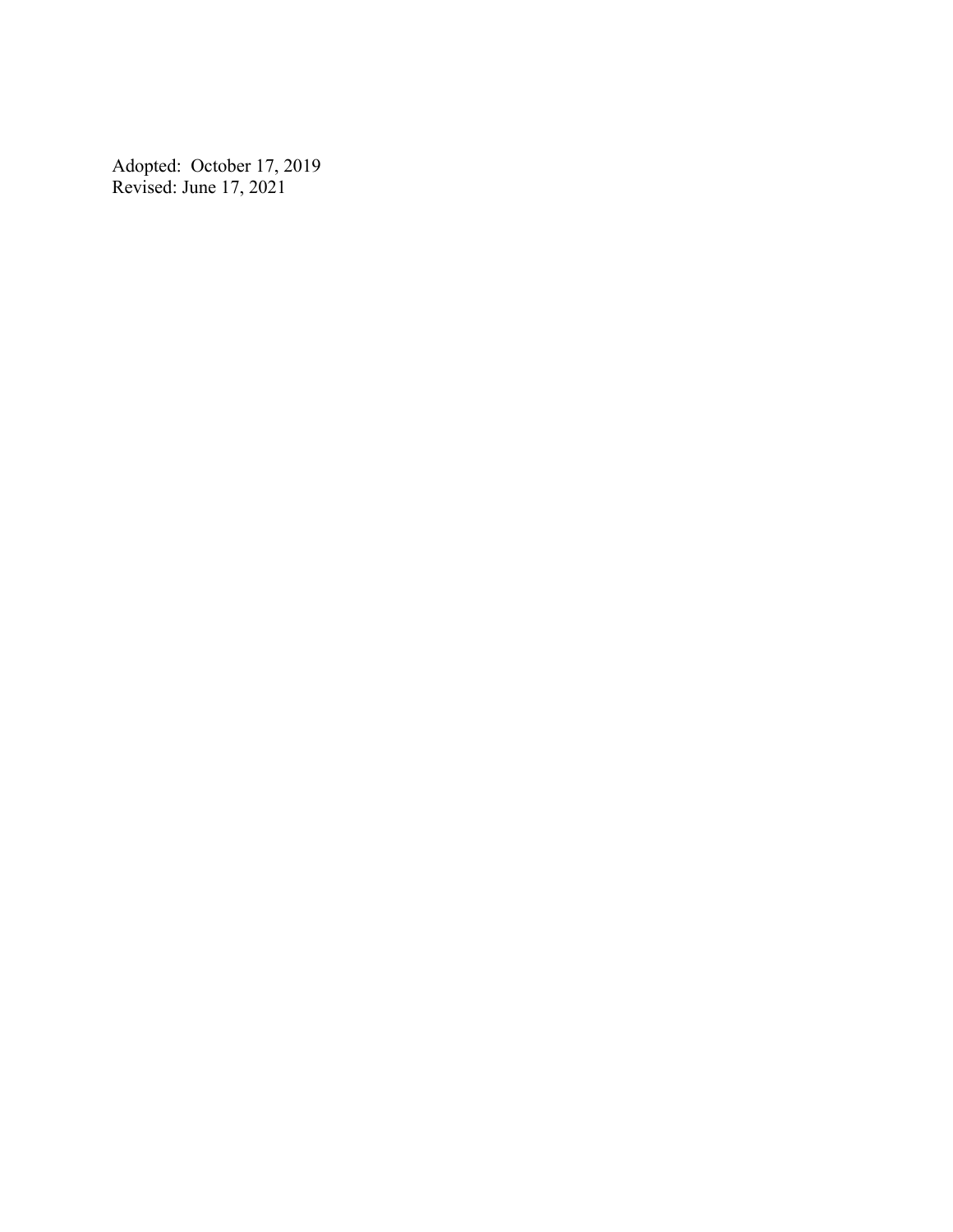Adopted: October 17, 2019
Revised: June 17, 2021